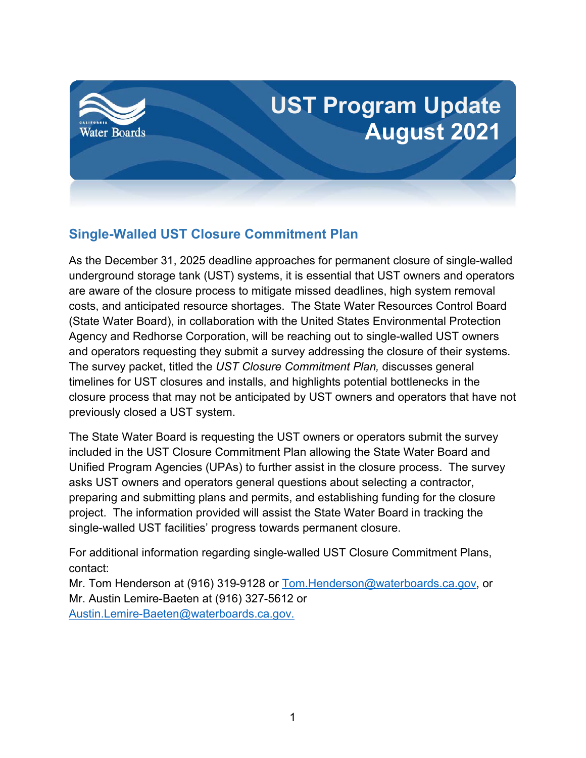# UST Program Update August 2021

## Single-Walled UST Closure Commitment Plan

As the December 31, 2025 deadline approaches for permanent closure of single-walled underground storage tank (UST) systems, it is essential that UST owners and operators are aware of the closure process to mitigate missed deadlines, high system removal costs, and anticipated resource shortages. The State Water Resources Control Board (State Water Board), in collaboration with the United States Environmental Protection Agency and Redhorse Corporation, will be reaching out to single-walled UST owners and operators requesting they submit a survey addressing the closure of their systems. The survey packet, titled the *UST Closure Commitment Plan,* discusses general timelines for UST closures and installs, and highlights potential bottlenecks in the closure process that may not be anticipated by UST owners and operators that have not previously closed a UST system.

The State Water Board is requesting the UST owners or operators submit the survey included in the UST Closure Commitment Plan allowing the State Water Board and Unified Program Agencies (UPAs) to further assist in the closure process. The survey asks UST owners and operators general questions about selecting a contractor, preparing and submitting plans and permits, and establishing funding for the closure project. The information provided will assist the State Water Board in tracking the single-walled UST facilities' progress towards permanent closure.

For additional information regarding single-walled UST Closure Commitment Plans, contact:
Mr. Tom Henderson at (916) 319-9128 or Tom.Henderson@waterboards.ca.gov, or
Mr. Austin Lemire-Baeten at (916) 327-5612 or
Austin.Lemire-Baeten@waterboards.ca.gov.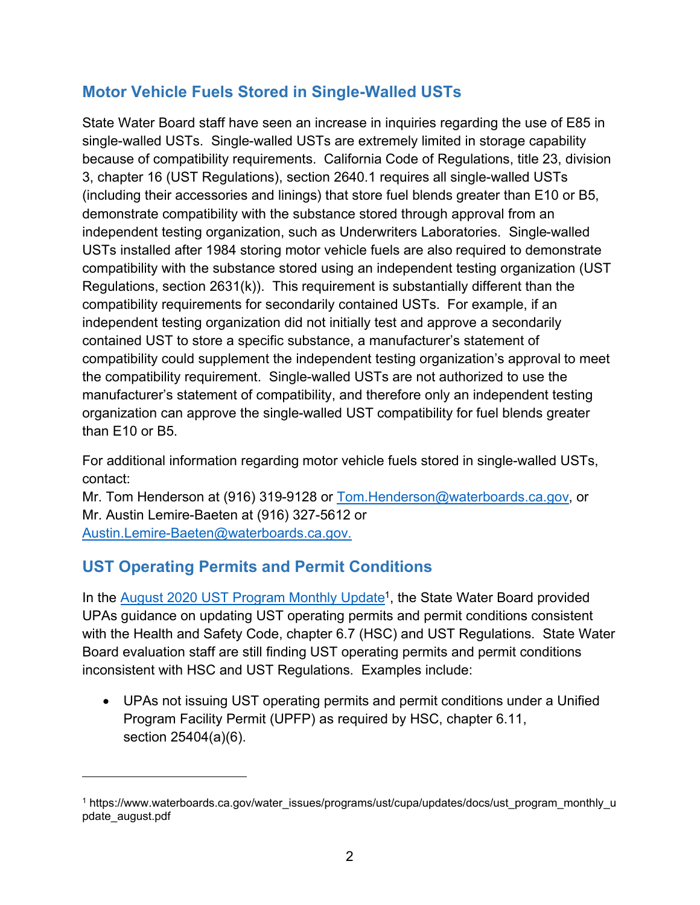## Motor Vehicle Fuels Stored in Single-Walled USTs

State Water Board staff have seen an increase in inquiries regarding the use of E85 in single-walled USTs. Single-walled USTs are extremely limited in storage capability because of compatibility requirements. California Code of Regulations, title 23, division 3, chapter 16 (UST Regulations), section 2640.1 requires all single-walled USTs (including their accessories and linings) that store fuel blends greater than E10 or B5, demonstrate compatibility with the substance stored through approval from an independent testing organization, such as Underwriters Laboratories. Single-walled USTs installed after 1984 storing motor vehicle fuels are also required to demonstrate compatibility with the substance stored using an independent testing organization (UST Regulations, section 2631(k)). This requirement is substantially different than the compatibility requirements for secondarily contained USTs. For example, if an independent testing organization did not initially test and approve a secondarily contained UST to store a specific substance, a manufacturer's statement of compatibility could supplement the independent testing organization's approval to meet the compatibility requirement. Single-walled USTs are not authorized to use the manufacturer's statement of compatibility, and therefore only an independent testing organization can approve the single-walled UST compatibility for fuel blends greater than E10 or B5.

For additional information regarding motor vehicle fuels stored in single-walled USTs, contact:
Mr. Tom Henderson at (916) 319-9128 or [Tom.Henderson@waterboards.ca.gov](mailto:Tom.Henderson@waterboards.ca.gov), or
Mr. Austin Lemire-Baeten at (916) 327-5612 or
[Austin.Lemire-Baeten@waterboards.ca.gov.](mailto:Austin.Lemire-Baeten@waterboards.ca.gov)

## UST Operating Permits and Permit Conditions

In the [August 2020 UST Program Monthly Update](https://www.waterboards.ca.gov/water_issues/programs/ust/cupa/updates/docs/ust_program_monthly_update_august.pdf)[1], the State Water Board provided UPAs guidance on updating UST operating permits and permit conditions consistent with the Health and Safety Code, chapter 6.7 (HSC) and UST Regulations. State Water Board evaluation staff are still finding UST operating permits and permit conditions inconsistent with HSC and UST Regulations. Examples include:

- UPAs not issuing UST operating permits and permit conditions under a Unified Program Facility Permit (UPFP) as required by HSC, chapter 6.11, section 25404(a)(6).

---

[1] https://www.waterboards.ca.gov/water_issues/programs/ust/cupa/updates/docs/ust_program_monthly_update_august.pdf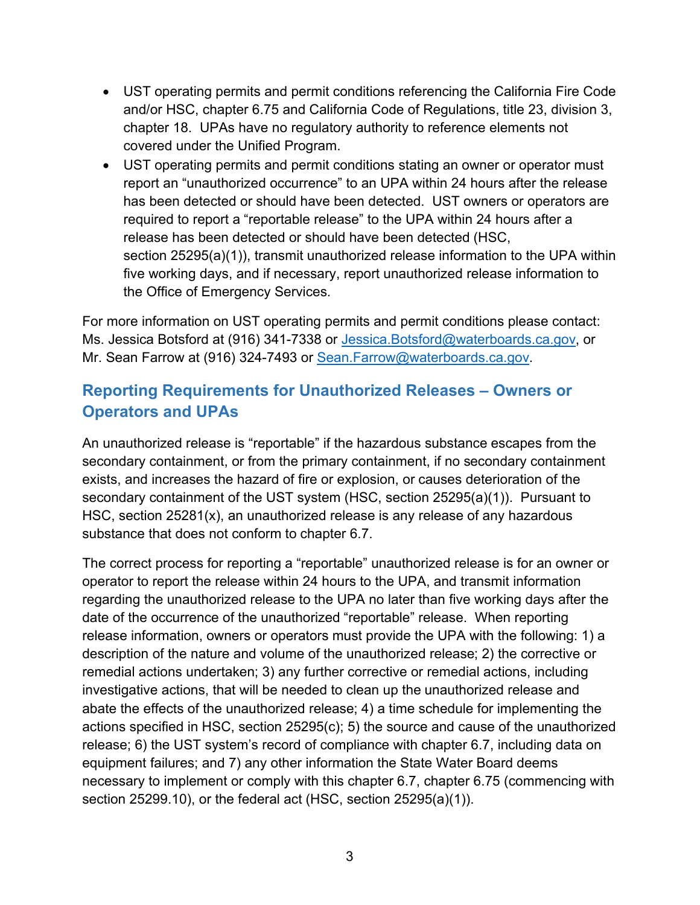- UST operating permits and permit conditions referencing the California Fire Code and/or HSC, chapter 6.75 and California Code of Regulations, title 23, division 3, chapter 18. UPAs have no regulatory authority to reference elements not covered under the Unified Program.
- UST operating permits and permit conditions stating an owner or operator must report an "unauthorized occurrence" to an UPA within 24 hours after the release has been detected or should have been detected. UST owners or operators are required to report a "reportable release" to the UPA within 24 hours after a release has been detected or should have been detected (HSC, section 25295(a)(1)), transmit unauthorized release information to the UPA within five working days, and if necessary, report unauthorized release information to the Office of Emergency Services.

For more information on UST operating permits and permit conditions please contact: Ms. Jessica Botsford at (916) 341-7338 or [Jessica.Botsford@waterboards.ca.gov](mailto:Jessica.Botsford@waterboards.ca.gov), or Mr. Sean Farrow at (916) 324-7493 or [Sean.Farrow@waterboards.ca.gov](mailto:Sean.Farrow@waterboards.ca.gov).

## Reporting Requirements for Unauthorized Releases – Owners or Operators and UPAs

An unauthorized release is "reportable" if the hazardous substance escapes from the secondary containment, or from the primary containment, if no secondary containment exists, and increases the hazard of fire or explosion, or causes deterioration of the secondary containment of the UST system (HSC, section 25295(a)(1)). Pursuant to HSC, section 25281(x), an unauthorized release is any release of any hazardous substance that does not conform to chapter 6.7.

The correct process for reporting a "reportable" unauthorized release is for an owner or operator to report the release within 24 hours to the UPA, and transmit information regarding the unauthorized release to the UPA no later than five working days after the date of the occurrence of the unauthorized "reportable" release. When reporting release information, owners or operators must provide the UPA with the following: 1) a description of the nature and volume of the unauthorized release; 2) the corrective or remedial actions undertaken; 3) any further corrective or remedial actions, including investigative actions, that will be needed to clean up the unauthorized release and abate the effects of the unauthorized release; 4) a time schedule for implementing the actions specified in HSC, section 25295(c); 5) the source and cause of the unauthorized release; 6) the UST system's record of compliance with chapter 6.7, including data on equipment failures; and 7) any other information the State Water Board deems necessary to implement or comply with this chapter 6.7, chapter 6.75 (commencing with section 25299.10), or the federal act (HSC, section 25295(a)(1)).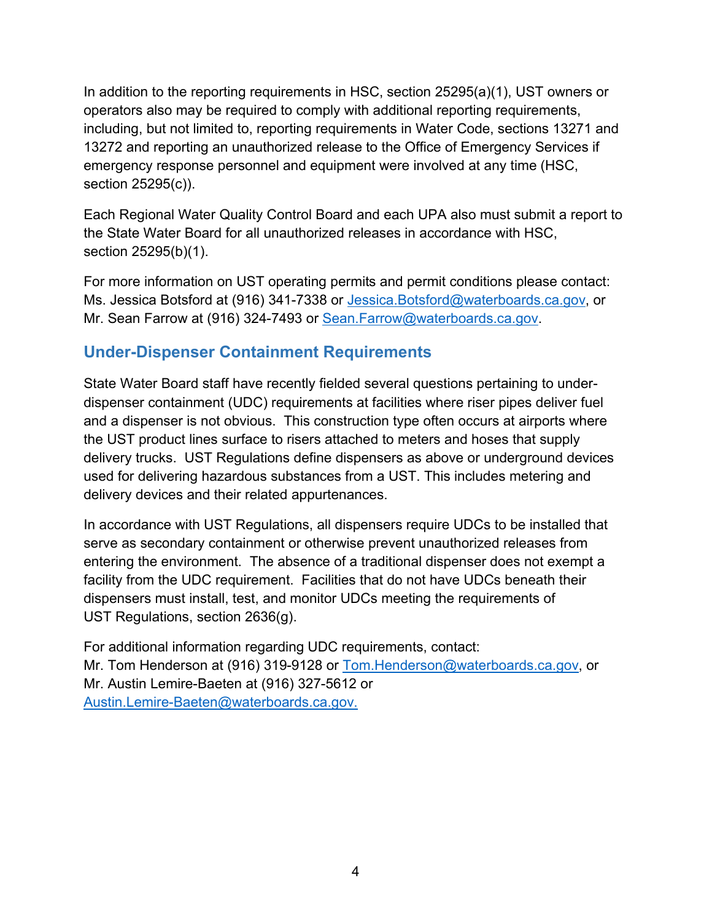In addition to the reporting requirements in HSC, section 25295(a)(1), UST owners or operators also may be required to comply with additional reporting requirements, including, but not limited to, reporting requirements in Water Code, sections 13271 and 13272 and reporting an unauthorized release to the Office of Emergency Services if emergency response personnel and equipment were involved at any time (HSC, section 25295(c)).

Each Regional Water Quality Control Board and each UPA also must submit a report to the State Water Board for all unauthorized releases in accordance with HSC, section 25295(b)(1).

For more information on UST operating permits and permit conditions please contact: Ms. Jessica Botsford at (916) 341-7338 or Jessica.Botsford@waterboards.ca.gov, or Mr. Sean Farrow at (916) 324-7493 or Sean.Farrow@waterboards.ca.gov.

## Under-Dispenser Containment Requirements

State Water Board staff have recently fielded several questions pertaining to under-dispenser containment (UDC) requirements at facilities where riser pipes deliver fuel and a dispenser is not obvious. This construction type often occurs at airports where the UST product lines surface to risers attached to meters and hoses that supply delivery trucks. UST Regulations define dispensers as above or underground devices used for delivering hazardous substances from a UST. This includes metering and delivery devices and their related appurtenances.

In accordance with UST Regulations, all dispensers require UDCs to be installed that serve as secondary containment or otherwise prevent unauthorized releases from entering the environment. The absence of a traditional dispenser does not exempt a facility from the UDC requirement. Facilities that do not have UDCs beneath their dispensers must install, test, and monitor UDCs meeting the requirements of UST Regulations, section 2636(g).

For additional information regarding UDC requirements, contact:
Mr. Tom Henderson at (916) 319-9128 or Tom.Henderson@waterboards.ca.gov, or
Mr. Austin Lemire-Baeten at (916) 327-5612 or
Austin.Lemire-Baeten@waterboards.ca.gov.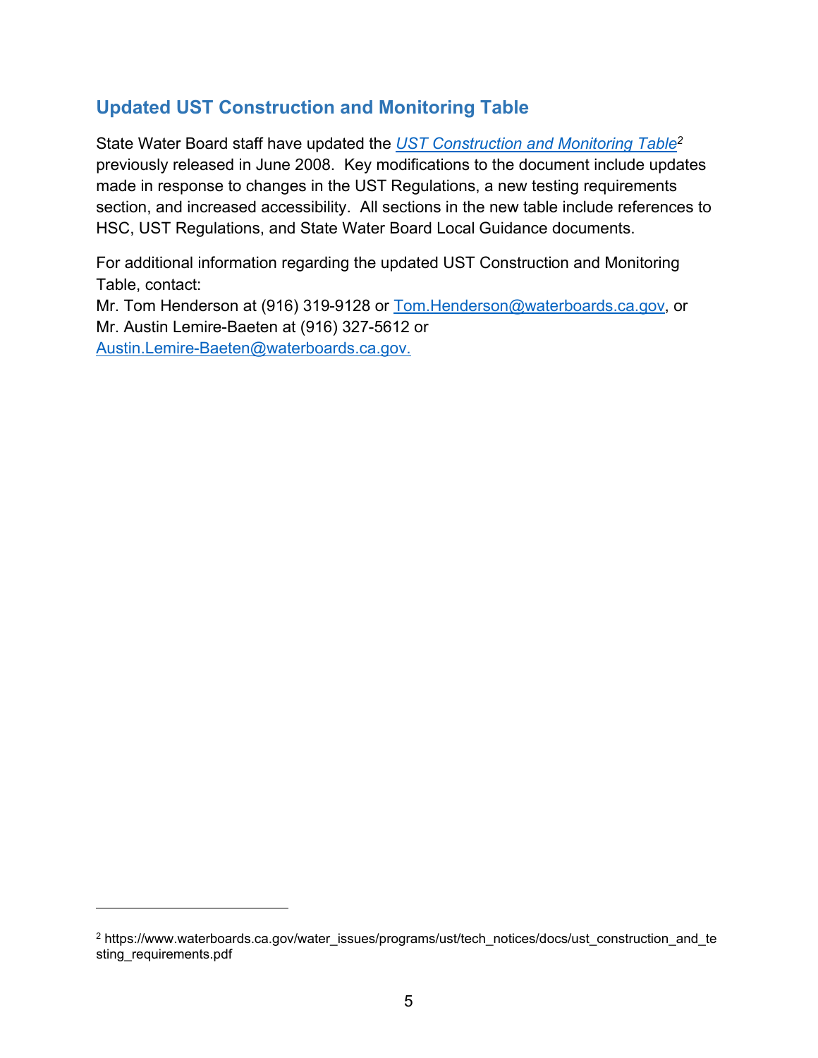## Updated UST Construction and Monitoring Table

State Water Board staff have updated the *UST Construction and Monitoring Table*[2] previously released in June 2008. Key modifications to the document include updates made in response to changes in the UST Regulations, a new testing requirements section, and increased accessibility. All sections in the new table include references to HSC, UST Regulations, and State Water Board Local Guidance documents.

For additional information regarding the updated UST Construction and Monitoring Table, contact:
Mr. Tom Henderson at (916) 319-9128 or Tom.Henderson@waterboards.ca.gov, or
Mr. Austin Lemire-Baeten at (916) 327-5612 or
Austin.Lemire-Baeten@waterboards.ca.gov.

---

[2] https://www.waterboards.ca.gov/water_issues/programs/ust/tech_notices/docs/ust_construction_and_testing_requirements.pdf